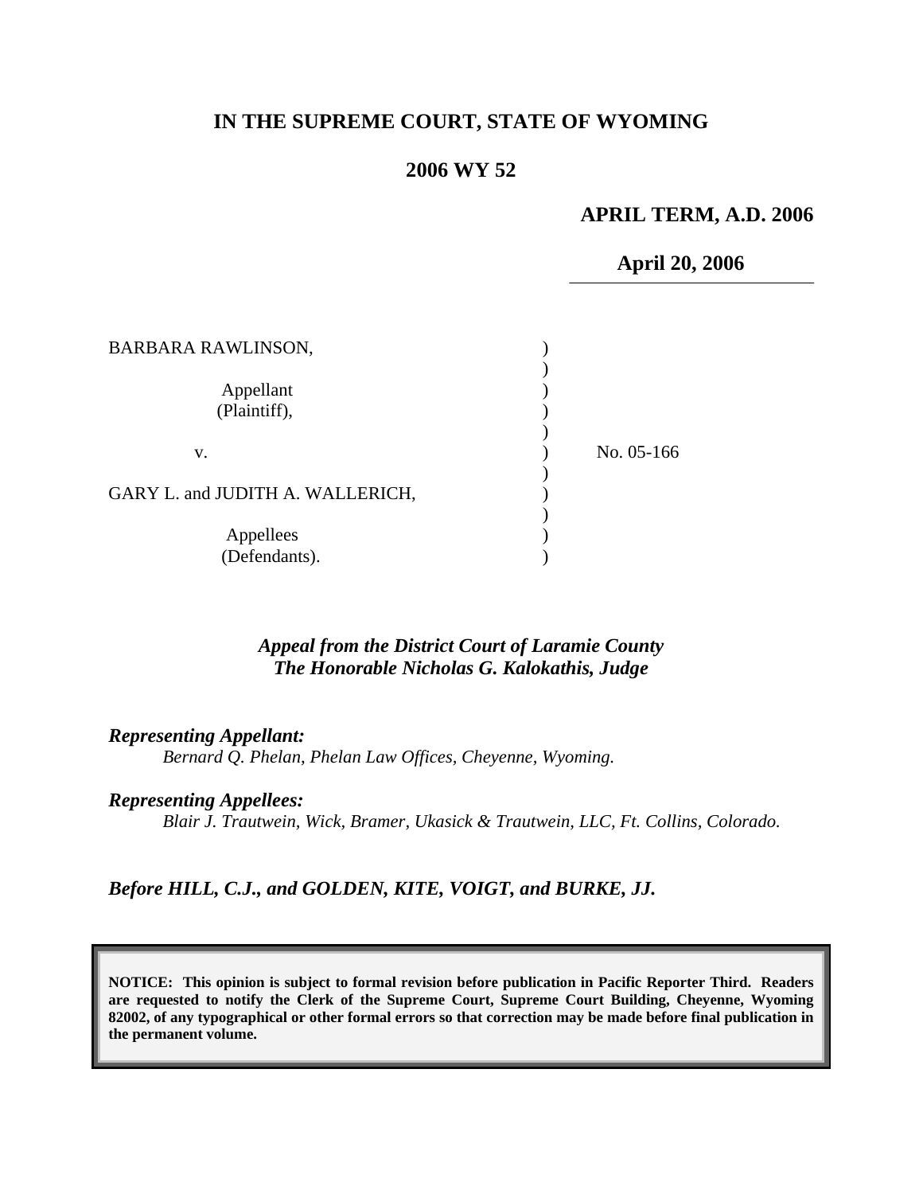# IN THE SUPREME COURT, STATE OF WYOMING

## 2006 WY 52

**APRIL TERM, A.D. 2006**

**April 20, 2006**

BARBARA RAWLINSON,

Appellant (Plaintiff),

v.

GARY L. and JUDITH A. WALLERICH,

Appellees (Defendants).

No. 05-166

*Appeal from the District Court of Laramie County*
*The Honorable Nicholas G. Kalokathis, Judge*

***Representing Appellant:***
*Bernard Q. Phelan, Phelan Law Offices, Cheyenne, Wyoming.*

***Representing Appellees:***
*Blair J. Trautwein, Wick, Bramer, Ukasick & Trautwein, LLC, Ft. Collins, Colorado.*

***Before HILL, C.J., and GOLDEN, KITE, VOIGT, and BURKE, JJ.***

**NOTICE: This opinion is subject to formal revision before publication in Pacific Reporter Third. Readers are requested to notify the Clerk of the Supreme Court, Supreme Court Building, Cheyenne, Wyoming 82002, of any typographical or other formal errors so that correction may be made before final publication in the permanent volume.**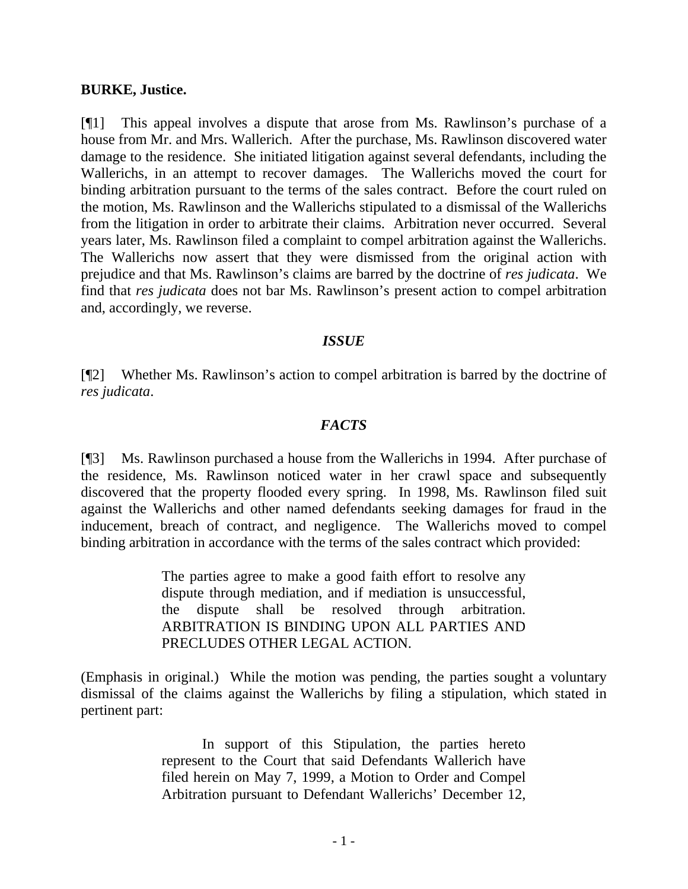**BURKE, Justice.**

[¶1] This appeal involves a dispute that arose from Ms. Rawlinson's purchase of a house from Mr. and Mrs. Wallerich. After the purchase, Ms. Rawlinson discovered water damage to the residence. She initiated litigation against several defendants, including the Wallerichs, in an attempt to recover damages. The Wallerichs moved the court for binding arbitration pursuant to the terms of the sales contract. Before the court ruled on the motion, Ms. Rawlinson and the Wallerichs stipulated to a dismissal of the Wallerichs from the litigation in order to arbitrate their claims. Arbitration never occurred. Several years later, Ms. Rawlinson filed a complaint to compel arbitration against the Wallerichs. The Wallerichs now assert that they were dismissed from the original action with prejudice and that Ms. Rawlinson's claims are barred by the doctrine of *res judicata*. We find that *res judicata* does not bar Ms. Rawlinson's present action to compel arbitration and, accordingly, we reverse.

## *ISSUE*

[¶2] Whether Ms. Rawlinson's action to compel arbitration is barred by the doctrine of *res judicata*.

## *FACTS*

[¶3] Ms. Rawlinson purchased a house from the Wallerichs in 1994. After purchase of the residence, Ms. Rawlinson noticed water in her crawl space and subsequently discovered that the property flooded every spring. In 1998, Ms. Rawlinson filed suit against the Wallerichs and other named defendants seeking damages for fraud in the inducement, breach of contract, and negligence. The Wallerichs moved to compel binding arbitration in accordance with the terms of the sales contract which provided:

> The parties agree to make a good faith effort to resolve any dispute through mediation, and if mediation is unsuccessful, the dispute shall be resolved through arbitration. ARBITRATION IS BINDING UPON ALL PARTIES AND PRECLUDES OTHER LEGAL ACTION.

(Emphasis in original.) While the motion was pending, the parties sought a voluntary dismissal of the claims against the Wallerichs by filing a stipulation, which stated in pertinent part:

> In support of this Stipulation, the parties hereto represent to the Court that said Defendants Wallerich have filed herein on May 7, 1999, a Motion to Order and Compel Arbitration pursuant to Defendant Wallerichs' December 12,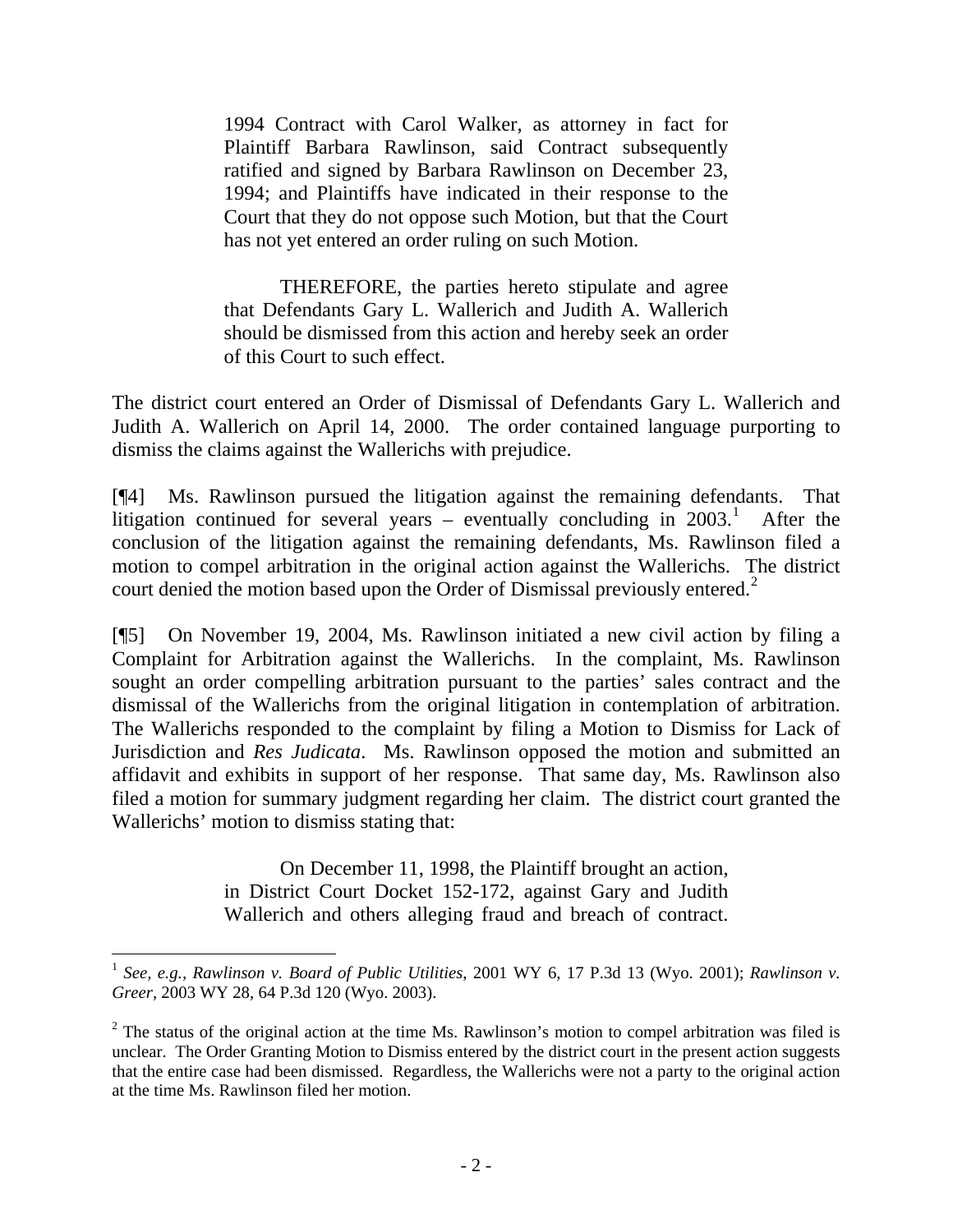> 1994 Contract with Carol Walker, as attorney in fact for Plaintiff Barbara Rawlinson, said Contract subsequently ratified and signed by Barbara Rawlinson on December 23, 1994; and Plaintiffs have indicated in their response to the Court that they do not oppose such Motion, but that the Court has not yet entered an order ruling on such Motion.
>
> THEREFORE, the parties hereto stipulate and agree that Defendants Gary L. Wallerich and Judith A. Wallerich should be dismissed from this action and hereby seek an order of this Court to such effect.

The district court entered an Order of Dismissal of Defendants Gary L. Wallerich and Judith A. Wallerich on April 14, 2000. The order contained language purporting to dismiss the claims against the Wallerichs with prejudice.

[¶4] Ms. Rawlinson pursued the litigation against the remaining defendants. That litigation continued for several years – eventually concluding in 2003.[1] After the conclusion of the litigation against the remaining defendants, Ms. Rawlinson filed a motion to compel arbitration in the original action against the Wallerichs. The district court denied the motion based upon the Order of Dismissal previously entered.[2]

[¶5] On November 19, 2004, Ms. Rawlinson initiated a new civil action by filing a Complaint for Arbitration against the Wallerichs. In the complaint, Ms. Rawlinson sought an order compelling arbitration pursuant to the parties' sales contract and the dismissal of the Wallerichs from the original litigation in contemplation of arbitration. The Wallerichs responded to the complaint by filing a Motion to Dismiss for Lack of Jurisdiction and *Res Judicata*. Ms. Rawlinson opposed the motion and submitted an affidavit and exhibits in support of her response. That same day, Ms. Rawlinson also filed a motion for summary judgment regarding her claim. The district court granted the Wallerichs' motion to dismiss stating that:

> On December 11, 1998, the Plaintiff brought an action, in District Court Docket 152-172, against Gary and Judith Wallerich and others alleging fraud and breach of contract.

---

[1] *See, e.g., Rawlinson v. Board of Public Utilities*, 2001 WY 6, 17 P.3d 13 (Wyo. 2001); *Rawlinson v. Greer*, 2003 WY 28, 64 P.3d 120 (Wyo. 2003).

[2] The status of the original action at the time Ms. Rawlinson's motion to compel arbitration was filed is unclear. The Order Granting Motion to Dismiss entered by the district court in the present action suggests that the entire case had been dismissed. Regardless, the Wallerichs were not a party to the original action at the time Ms. Rawlinson filed her motion.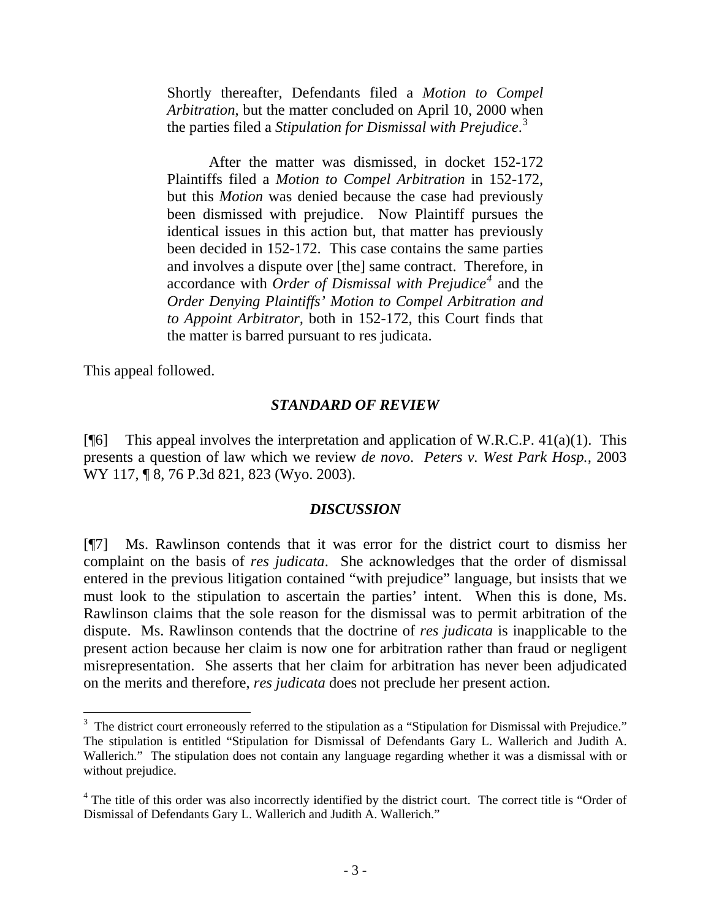> Shortly thereafter, Defendants filed a *Motion to Compel Arbitration*, but the matter concluded on April 10, 2000 when the parties filed a *Stipulation for Dismissal with Prejudice*.[3]
>
> After the matter was dismissed, in docket 152-172 Plaintiffs filed a *Motion to Compel Arbitration* in 152-172, but this *Motion* was denied because the case had previously been dismissed with prejudice. Now Plaintiff pursues the identical issues in this action but, that matter has previously been decided in 152-172. This case contains the same parties and involves a dispute over [the] same contract. Therefore, in accordance with *Order of Dismissal with Prejudice*[4] and the *Order Denying Plaintiffs' Motion to Compel Arbitration and to Appoint Arbitrator*, both in 152-172, this Court finds that the matter is barred pursuant to res judicata.

This appeal followed.

### *STANDARD OF REVIEW*

[¶6] This appeal involves the interpretation and application of W.R.C.P. 41(a)(1). This presents a question of law which we review *de novo*. *Peters v. West Park Hosp.*, 2003 WY 117, ¶ 8, 76 P.3d 821, 823 (Wyo. 2003).

### *DISCUSSION*

[¶7] Ms. Rawlinson contends that it was error for the district court to dismiss her complaint on the basis of *res judicata*. She acknowledges that the order of dismissal entered in the previous litigation contained "with prejudice" language, but insists that we must look to the stipulation to ascertain the parties' intent. When this is done, Ms. Rawlinson claims that the sole reason for the dismissal was to permit arbitration of the dispute. Ms. Rawlinson contends that the doctrine of *res judicata* is inapplicable to the present action because her claim is now one for arbitration rather than fraud or negligent misrepresentation. She asserts that her claim for arbitration has never been adjudicated on the merits and therefore, *res judicata* does not preclude her present action.

---

[3] The district court erroneously referred to the stipulation as a "Stipulation for Dismissal with Prejudice." The stipulation is entitled "Stipulation for Dismissal of Defendants Gary L. Wallerich and Judith A. Wallerich." The stipulation does not contain any language regarding whether it was a dismissal with or without prejudice.

[4] The title of this order was also incorrectly identified by the district court. The correct title is "Order of Dismissal of Defendants Gary L. Wallerich and Judith A. Wallerich."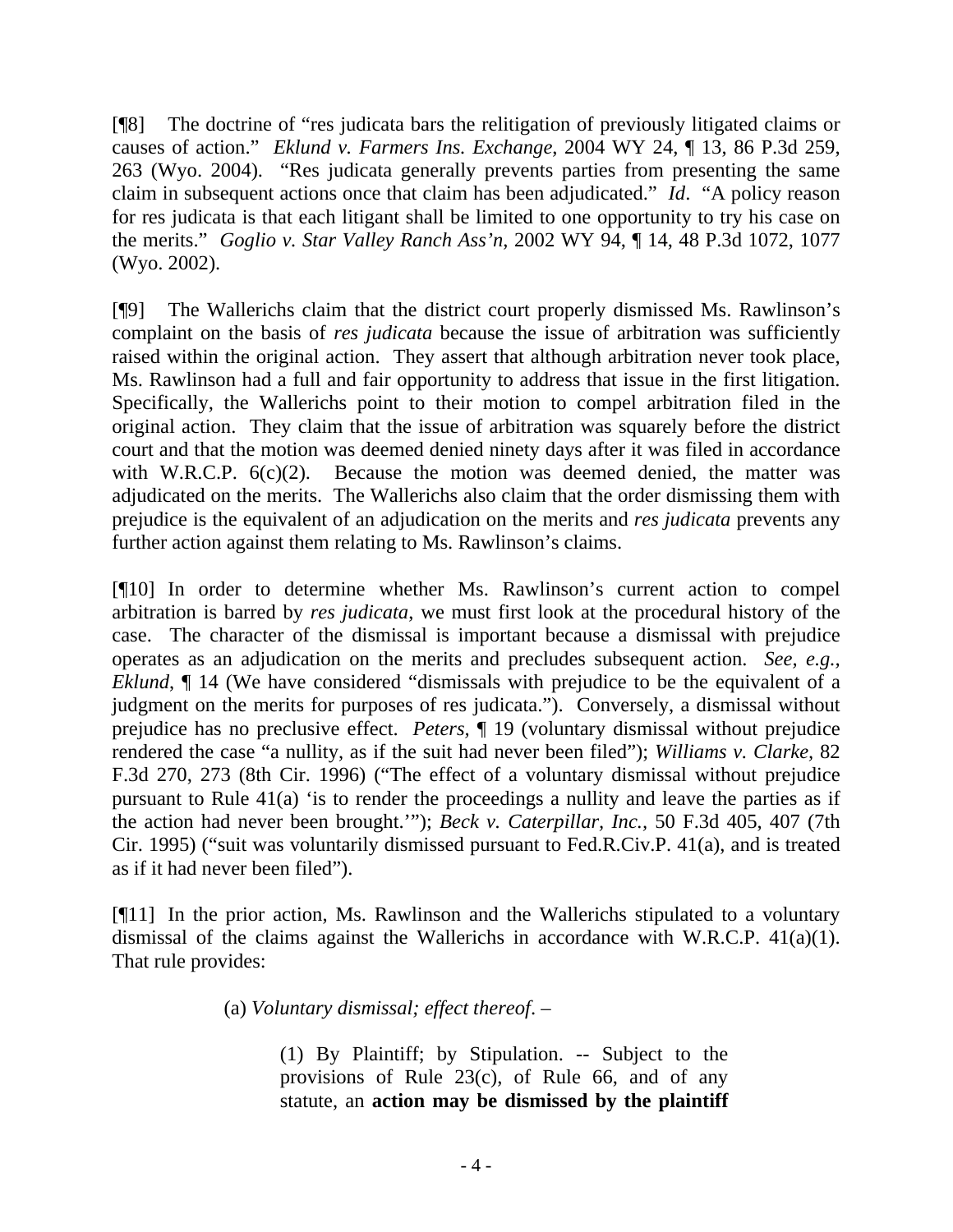[¶8] The doctrine of "res judicata bars the relitigation of previously litigated claims or causes of action." *Eklund v. Farmers Ins. Exchange*, 2004 WY 24, ¶ 13, 86 P.3d 259, 263 (Wyo. 2004). "Res judicata generally prevents parties from presenting the same claim in subsequent actions once that claim has been adjudicated." *Id*. "A policy reason for res judicata is that each litigant shall be limited to one opportunity to try his case on the merits." *Goglio v. Star Valley Ranch Ass'n*, 2002 WY 94, ¶ 14, 48 P.3d 1072, 1077 (Wyo. 2002).

[¶9] The Wallerichs claim that the district court properly dismissed Ms. Rawlinson's complaint on the basis of *res judicata* because the issue of arbitration was sufficiently raised within the original action. They assert that although arbitration never took place, Ms. Rawlinson had a full and fair opportunity to address that issue in the first litigation. Specifically, the Wallerichs point to their motion to compel arbitration filed in the original action. They claim that the issue of arbitration was squarely before the district court and that the motion was deemed denied ninety days after it was filed in accordance with W.R.C.P. 6(c)(2). Because the motion was deemed denied, the matter was adjudicated on the merits. The Wallerichs also claim that the order dismissing them with prejudice is the equivalent of an adjudication on the merits and *res judicata* prevents any further action against them relating to Ms. Rawlinson's claims.

[¶10] In order to determine whether Ms. Rawlinson's current action to compel arbitration is barred by *res judicata*, we must first look at the procedural history of the case. The character of the dismissal is important because a dismissal with prejudice operates as an adjudication on the merits and precludes subsequent action. *See, e.g., Eklund*, ¶ 14 (We have considered "dismissals with prejudice to be the equivalent of a judgment on the merits for purposes of res judicata."). Conversely, a dismissal without prejudice has no preclusive effect. *Peters*, ¶ 19 (voluntary dismissal without prejudice rendered the case "a nullity, as if the suit had never been filed"); *Williams v. Clarke*, 82 F.3d 270, 273 (8th Cir. 1996) ("The effect of a voluntary dismissal without prejudice pursuant to Rule 41(a) 'is to render the proceedings a nullity and leave the parties as if the action had never been brought.'"); *Beck v. Caterpillar, Inc.*, 50 F.3d 405, 407 (7th Cir. 1995) ("suit was voluntarily dismissed pursuant to Fed.R.Civ.P. 41(a), and is treated as if it had never been filed").

[¶11] In the prior action, Ms. Rawlinson and the Wallerichs stipulated to a voluntary dismissal of the claims against the Wallerichs in accordance with W.R.C.P. 41(a)(1). That rule provides:

> (a) *Voluntary dismissal; effect thereof*. –
>
> > (1) By Plaintiff; by Stipulation. -- Subject to the provisions of Rule 23(c), of Rule 66, and of any statute, an **action may be dismissed by the plaintiff**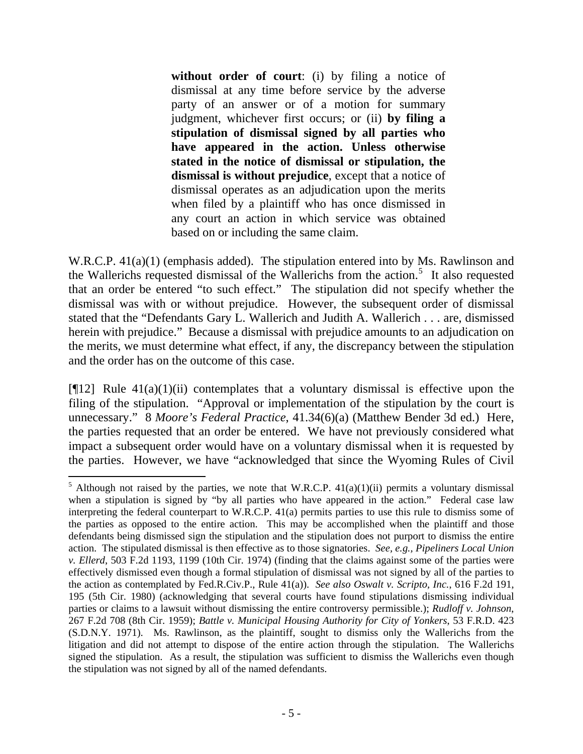> **without order of court**: (i) by filing a notice of dismissal at any time before service by the adverse party of an answer or of a motion for summary judgment, whichever first occurs; or (ii) **by filing a stipulation of dismissal signed by all parties who have appeared in the action. Unless otherwise stated in the notice of dismissal or stipulation, the dismissal is without prejudice**, except that a notice of dismissal operates as an adjudication upon the merits when filed by a plaintiff who has once dismissed in any court an action in which service was obtained based on or including the same claim.

W.R.C.P. 41(a)(1) (emphasis added). The stipulation entered into by Ms. Rawlinson and the Wallerichs requested dismissal of the Wallerichs from the action.[5] It also requested that an order be entered "to such effect." The stipulation did not specify whether the dismissal was with or without prejudice. However, the subsequent order of dismissal stated that the "Defendants Gary L. Wallerich and Judith A. Wallerich . . . are, dismissed herein with prejudice." Because a dismissal with prejudice amounts to an adjudication on the merits, we must determine what effect, if any, the discrepancy between the stipulation and the order has on the outcome of this case.

[¶12] Rule 41(a)(1)(ii) contemplates that a voluntary dismissal is effective upon the filing of the stipulation. "Approval or implementation of the stipulation by the court is unnecessary." 8 *Moore's Federal Practice*, 41.34(6)(a) (Matthew Bender 3d ed.) Here, the parties requested that an order be entered. We have not previously considered what impact a subsequent order would have on a voluntary dismissal when it is requested by the parties. However, we have "acknowledged that since the Wyoming Rules of Civil

---

[5] Although not raised by the parties, we note that W.R.C.P. 41(a)(1)(ii) permits a voluntary dismissal when a stipulation is signed by "by all parties who have appeared in the action." Federal case law interpreting the federal counterpart to W.R.C.P. 41(a) permits parties to use this rule to dismiss some of the parties as opposed to the entire action. This may be accomplished when the plaintiff and those defendants being dismissed sign the stipulation and the stipulation does not purport to dismiss the entire action. The stipulated dismissal is then effective as to those signatories. *See, e.g., Pipeliners Local Union v. Ellerd*, 503 F.2d 1193, 1199 (10th Cir. 1974) (finding that the claims against some of the parties were effectively dismissed even though a formal stipulation of dismissal was not signed by all of the parties to the action as contemplated by Fed.R.Civ.P., Rule 41(a)). *See also Oswalt v. Scripto, Inc.*, 616 F.2d 191, 195 (5th Cir. 1980) (acknowledging that several courts have found stipulations dismissing individual parties or claims to a lawsuit without dismissing the entire controversy permissible.); *Rudloff v. Johnson*, 267 F.2d 708 (8th Cir. 1959); *Battle v. Municipal Housing Authority for City of Yonkers*, 53 F.R.D. 423 (S.D.N.Y. 1971). Ms. Rawlinson, as the plaintiff, sought to dismiss only the Wallerichs from the litigation and did not attempt to dispose of the entire action through the stipulation. The Wallerichs signed the stipulation. As a result, the stipulation was sufficient to dismiss the Wallerichs even though the stipulation was not signed by all of the named defendants.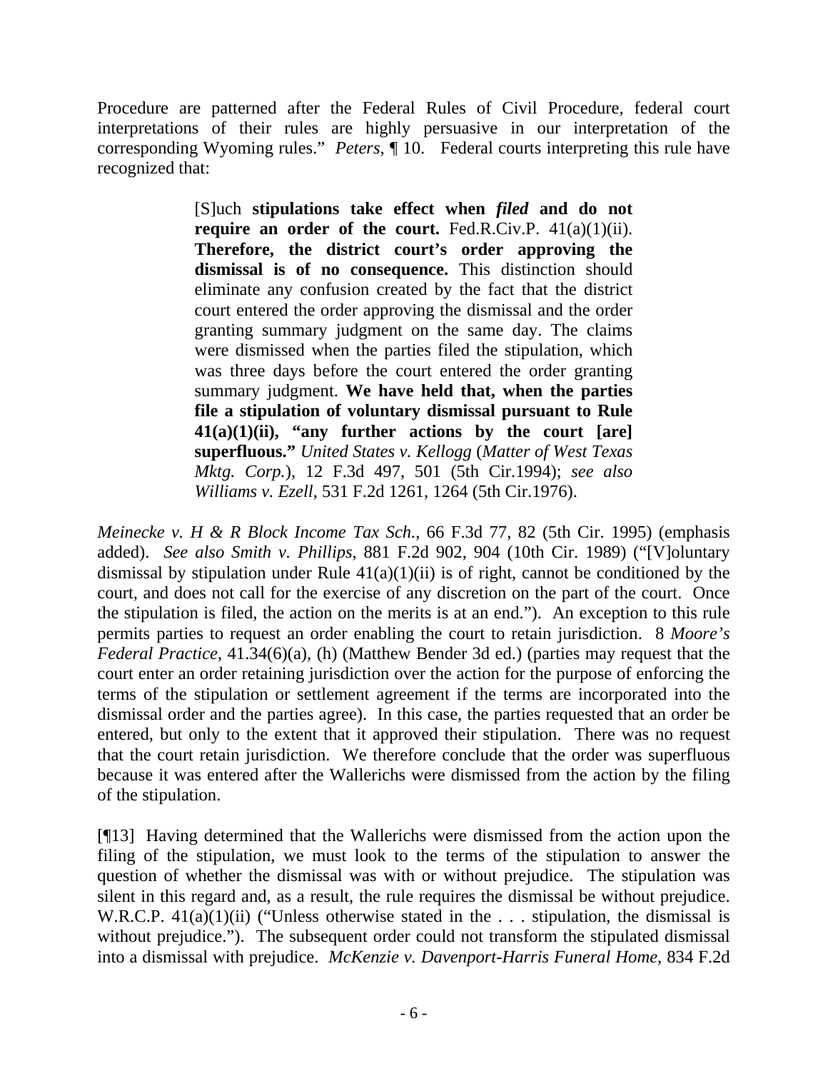Procedure are patterned after the Federal Rules of Civil Procedure, federal court interpretations of their rules are highly persuasive in our interpretation of the corresponding Wyoming rules." *Peters,* ¶ 10. Federal courts interpreting this rule have recognized that:

> [S]uch **stipulations take effect when *filed* and do not require an order of the court.** Fed.R.Civ.P. 41(a)(1)(ii). **Therefore, the district court's order approving the dismissal is of no consequence.** This distinction should eliminate any confusion created by the fact that the district court entered the order approving the dismissal and the order granting summary judgment on the same day. The claims were dismissed when the parties filed the stipulation, which was three days before the court entered the order granting summary judgment. **We have held that, when the parties file a stipulation of voluntary dismissal pursuant to Rule 41(a)(1)(ii), "any further actions by the court [are] superfluous."** *United States v. Kellogg* (*Matter of West Texas Mktg. Corp.*), 12 F.3d 497, 501 (5th Cir.1994); *see also Williams v. Ezell*, 531 F.2d 1261, 1264 (5th Cir.1976).

*Meinecke v. H & R Block Income Tax Sch.*, 66 F.3d 77, 82 (5th Cir. 1995) (emphasis added). *See also Smith v. Phillips*, 881 F.2d 902, 904 (10th Cir. 1989) ("[V]oluntary dismissal by stipulation under Rule 41(a)(1)(ii) is of right, cannot be conditioned by the court, and does not call for the exercise of any discretion on the part of the court. Once the stipulation is filed, the action on the merits is at an end."). An exception to this rule permits parties to request an order enabling the court to retain jurisdiction. 8 *Moore's Federal Practice*, 41.34(6)(a), (h) (Matthew Bender 3d ed.) (parties may request that the court enter an order retaining jurisdiction over the action for the purpose of enforcing the terms of the stipulation or settlement agreement if the terms are incorporated into the dismissal order and the parties agree). In this case, the parties requested that an order be entered, but only to the extent that it approved their stipulation. There was no request that the court retain jurisdiction. We therefore conclude that the order was superfluous because it was entered after the Wallerichs were dismissed from the action by the filing of the stipulation.

[¶13] Having determined that the Wallerichs were dismissed from the action upon the filing of the stipulation, we must look to the terms of the stipulation to answer the question of whether the dismissal was with or without prejudice. The stipulation was silent in this regard and, as a result, the rule requires the dismissal be without prejudice. W.R.C.P. 41(a)(1)(ii) ("Unless otherwise stated in the . . . stipulation, the dismissal is without prejudice."). The subsequent order could not transform the stipulated dismissal into a dismissal with prejudice. *McKenzie v. Davenport-Harris Funeral Home*, 834 F.2d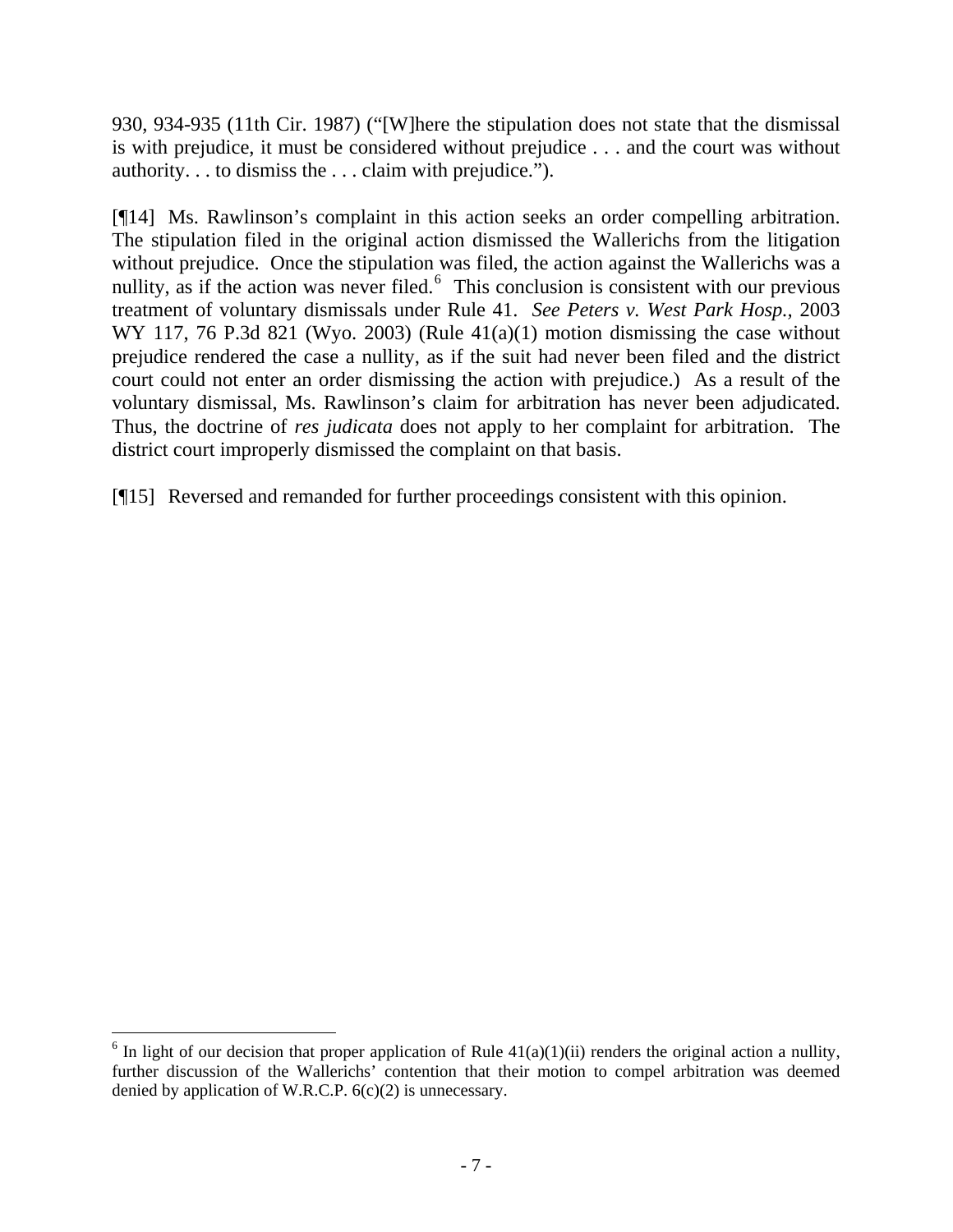930, 934-935 (11th Cir. 1987) ("[W]here the stipulation does not state that the dismissal is with prejudice, it must be considered without prejudice . . . and the court was without authority. . . to dismiss the . . . claim with prejudice.").

[¶14] Ms. Rawlinson's complaint in this action seeks an order compelling arbitration. The stipulation filed in the original action dismissed the Wallerichs from the litigation without prejudice. Once the stipulation was filed, the action against the Wallerichs was a nullity, as if the action was never filed.[6] This conclusion is consistent with our previous treatment of voluntary dismissals under Rule 41. *See Peters v. West Park Hosp.*, 2003 WY 117, 76 P.3d 821 (Wyo. 2003) (Rule 41(a)(1) motion dismissing the case without prejudice rendered the case a nullity, as if the suit had never been filed and the district court could not enter an order dismissing the action with prejudice.) As a result of the voluntary dismissal, Ms. Rawlinson's claim for arbitration has never been adjudicated. Thus, the doctrine of *res judicata* does not apply to her complaint for arbitration. The district court improperly dismissed the complaint on that basis.

[¶15] Reversed and remanded for further proceedings consistent with this opinion.

---

[6] In light of our decision that proper application of Rule 41(a)(1)(ii) renders the original action a nullity, further discussion of the Wallerichs' contention that their motion to compel arbitration was deemed denied by application of W.R.C.P. 6(c)(2) is unnecessary.